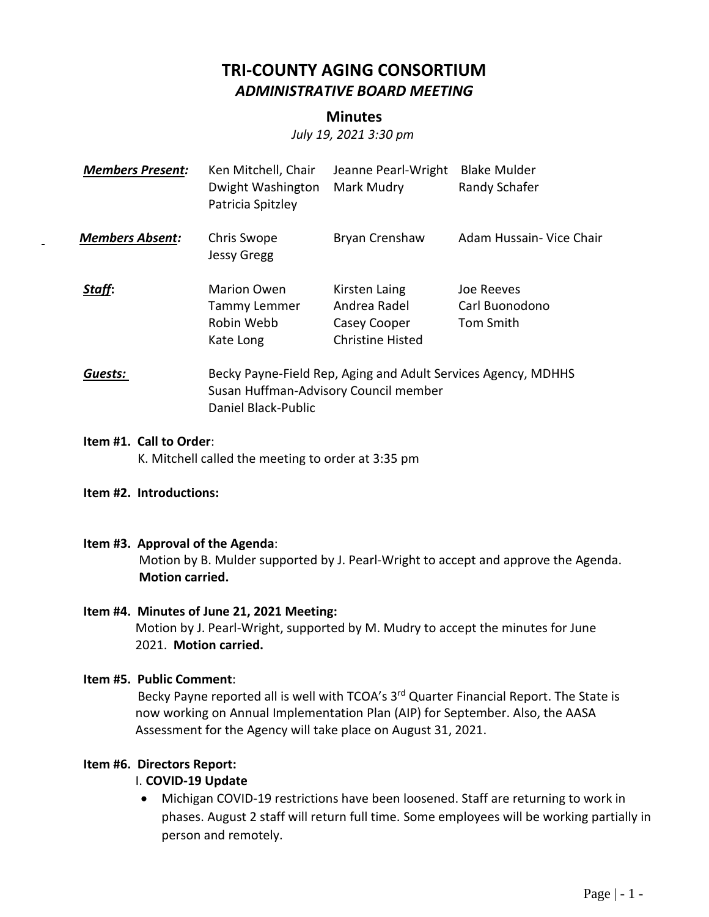# TRI-COUNTY AGING CONSORTIUM

## *ADMINISTRATIVE BOARD MEETING*

### Minutes

*July 19, 2021 3:30 pm*

| | | | |
|---|---|---|---|
| ***Members Present:*** | Ken Mitchell, Chair | Jeanne Pearl-Wright | Blake Mulder |
| | Dwight Washington | Mark Mudry | Randy Schafer |
| | Patricia Spitzley | | |
| ***Members Absent:*** | Chris Swope | Bryan Crenshaw | Adam Hussain- Vice Chair |
| | Jessy Gregg | | |
| ***Staff*:** | Marion Owen | Kirsten Laing | Joe Reeves |
| | Tammy Lemmer | Andrea Radel | Carl Buonodono |
| | Robin Webb | Casey Cooper | Tom Smith |
| | Kate Long | Christine Histed | |

***Guests:*** Becky Payne-Field Rep, Aging and Adult Services Agency, MDHHS
Susan Huffman-Advisory Council member
Daniel Black-Public

**Item #1. Call to Order**:
K. Mitchell called the meeting to order at 3:35 pm

**Item #2. Introductions:**

**Item #3. Approval of the Agenda**:
Motion by B. Mulder supported by J. Pearl-Wright to accept and approve the Agenda. **Motion carried.**

**Item #4. Minutes of June 21, 2021 Meeting:**
Motion by J. Pearl-Wright, supported by M. Mudry to accept the minutes for June 2021. **Motion carried.**

**Item #5. Public Comment**:
Becky Payne reported all is well with TCOA's 3rd Quarter Financial Report. The State is now working on Annual Implementation Plan (AIP) for September. Also, the AASA Assessment for the Agency will take place on August 31, 2021.

**Item #6. Directors Report:**

I. **COVID-19 Update**

- Michigan COVID-19 restrictions have been loosened. Staff are returning to work in phases. August 2 staff will return full time. Some employees will be working partially in person and remotely.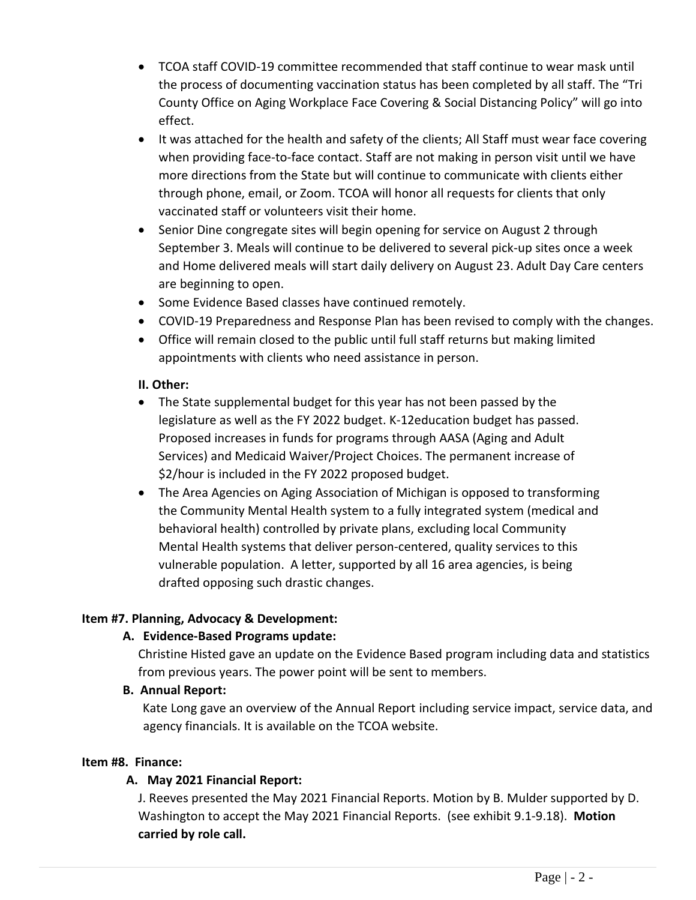- TCOA staff COVID-19 committee recommended that staff continue to wear mask until the process of documenting vaccination status has been completed by all staff. The "Tri County Office on Aging Workplace Face Covering & Social Distancing Policy" will go into effect.
- It was attached for the health and safety of the clients; All Staff must wear face covering when providing face-to-face contact. Staff are not making in person visit until we have more directions from the State but will continue to communicate with clients either through phone, email, or Zoom. TCOA will honor all requests for clients that only vaccinated staff or volunteers visit their home.
- Senior Dine congregate sites will begin opening for service on August 2 through September 3. Meals will continue to be delivered to several pick-up sites once a week and Home delivered meals will start daily delivery on August 23. Adult Day Care centers are beginning to open.
- Some Evidence Based classes have continued remotely.
- COVID-19 Preparedness and Response Plan has been revised to comply with the changes.
- Office will remain closed to the public until full staff returns but making limited appointments with clients who need assistance in person.

**II. Other:**

- The State supplemental budget for this year has not been passed by the legislature as well as the FY 2022 budget. K-12education budget has passed. Proposed increases in funds for programs through AASA (Aging and Adult Services) and Medicaid Waiver/Project Choices. The permanent increase of $2/hour is included in the FY 2022 proposed budget.
- The Area Agencies on Aging Association of Michigan is opposed to transforming the Community Mental Health system to a fully integrated system (medical and behavioral health) controlled by private plans, excluding local Community Mental Health systems that deliver person-centered, quality services to this vulnerable population. A letter, supported by all 16 area agencies, is being drafted opposing such drastic changes.

**Item #7. Planning, Advocacy & Development:**

**A. Evidence-Based Programs update:**

Christine Histed gave an update on the Evidence Based program including data and statistics from previous years. The power point will be sent to members.

**B. Annual Report:**

Kate Long gave an overview of the Annual Report including service impact, service data, and agency financials. It is available on the TCOA website.

**Item #8. Finance:**

**A. May 2021 Financial Report:**

J. Reeves presented the May 2021 Financial Reports. Motion by B. Mulder supported by D. Washington to accept the May 2021 Financial Reports. (see exhibit 9.1-9.18). **Motion carried by role call.**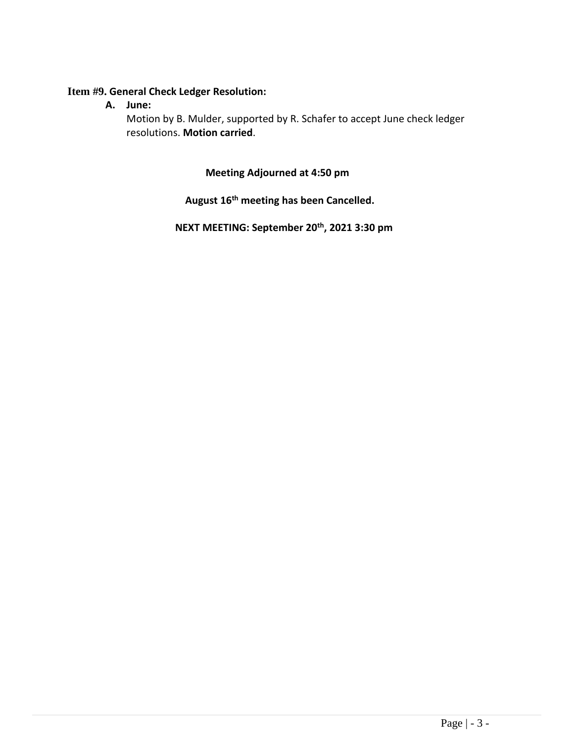**Item #9. General Check Ledger Resolution:**

**A. June:**

Motion by B. Mulder, supported by R. Schafer to accept June check ledger resolutions. **Motion carried**.

**Meeting Adjourned at 4:50 pm**

**August 16th meeting has been Cancelled.**

**NEXT MEETING: September 20th, 2021 3:30 pm**